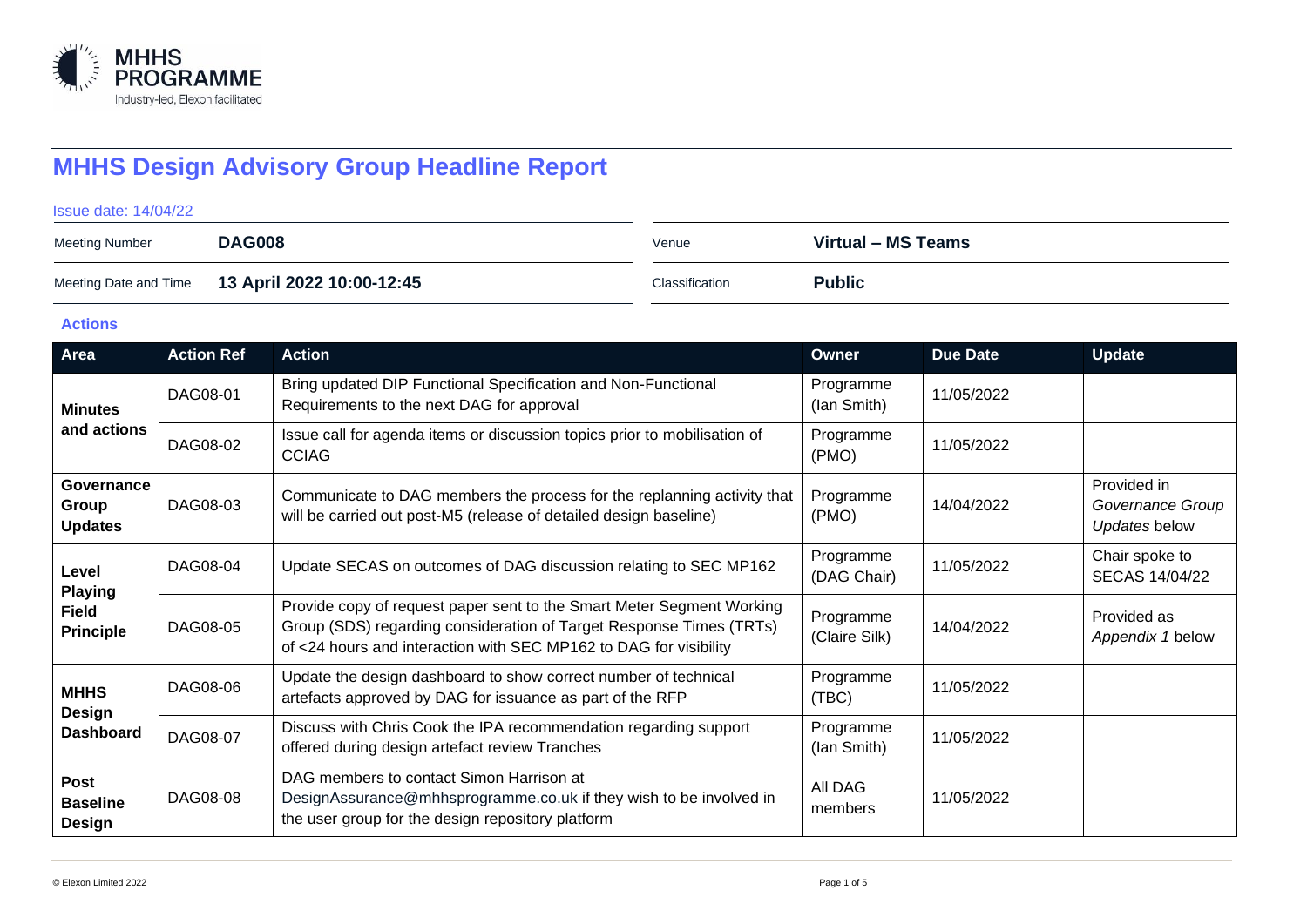# MHHS Design Advisory Group Headline Report

Issue date: 14/04/22

| | | | |
|---|---|---|---|
| Meeting Number | **DAG008** | Venue | **Virtual – MS Teams** |
| Meeting Date and Time | **13 April 2022 10:00-12:45** | Classification | **Public** |

## Actions

| Area | Action Ref | Action | Owner | Due Date | Update |
|---|---|---|---|---|---|
| **Minutes and actions** | DAG08-01 | Bring updated DIP Functional Specification and Non-Functional Requirements to the next DAG for approval | Programme (Ian Smith) | 11/05/2022 | |
| | DAG08-02 | Issue call for agenda items or discussion topics prior to mobilisation of CCIAG | Programme (PMO) | 11/05/2022 | |
| **Governance Group Updates** | DAG08-03 | Communicate to DAG members the process for the replanning activity that will be carried out post-M5 (release of detailed design baseline) | Programme (PMO) | 14/04/2022 | Provided in *Governance Group Updates* below |
| **Level Playing Field Principle** | DAG08-04 | Update SECAS on outcomes of DAG discussion relating to SEC MP162 | Programme (DAG Chair) | 11/05/2022 | Chair spoke to SECAS 14/04/22 |
| | DAG08-05 | Provide copy of request paper sent to the Smart Meter Segment Working Group (SDS) regarding consideration of Target Response Times (TRTs) of <24 hours and interaction with SEC MP162 to DAG for visibility | Programme (Claire Silk) | 14/04/2022 | Provided as *Appendix 1* below |
| **MHHS Design Dashboard** | DAG08-06 | Update the design dashboard to show correct number of technical artefacts approved by DAG for issuance as part of the RFP | Programme (TBC) | 11/05/2022 | |
| | DAG08-07 | Discuss with Chris Cook the IPA recommendation regarding support offered during design artefact review Tranches | Programme (Ian Smith) | 11/05/2022 | |
| **Post Baseline Design** | DAG08-08 | DAG members to contact Simon Harrison at DesignAssurance@mhhsprogramme.co.uk if they wish to be involved in the user group for the design repository platform | All DAG members | 11/05/2022 | |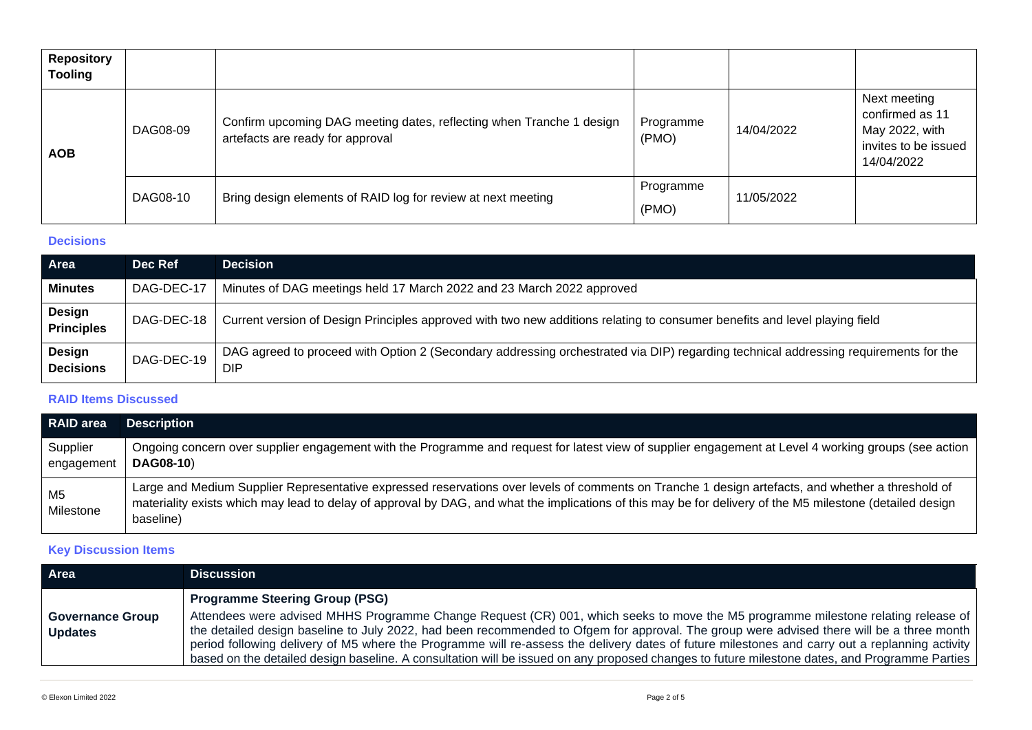| Repository Tooling | | | | | |
|---|---|---|---|---|---|
| AOB | DAG08-09 | Confirm upcoming DAG meeting dates, reflecting when Tranche 1 design artefacts are ready for approval | Programme (PMO) | 14/04/2022 | Next meeting confirmed as 11 May 2022, with invites to be issued 14/04/2022 |
| | DAG08-10 | Bring design elements of RAID log for review at next meeting | Programme (PMO) | 11/05/2022 | |

### Decisions

| Area | Dec Ref | Decision |
|---|---|---|
| **Minutes** | DAG-DEC-17 | Minutes of DAG meetings held 17 March 2022 and 23 March 2022 approved |
| **Design Principles** | DAG-DEC-18 | Current version of Design Principles approved with two new additions relating to consumer benefits and level playing field |
| **Design Decisions** | DAG-DEC-19 | DAG agreed to proceed with Option 2 (Secondary addressing orchestrated via DIP) regarding technical addressing requirements for the DIP |

### RAID Items Discussed

| RAID area | Description |
|---|---|
| Supplier engagement | Ongoing concern over supplier engagement with the Programme and request for latest view of supplier engagement at Level 4 working groups (see action **DAG08-10**) |
| M5 Milestone | Large and Medium Supplier Representative expressed reservations over levels of comments on Tranche 1 design artefacts, and whether a threshold of materiality exists which may lead to delay of approval by DAG, and what the implications of this may be for delivery of the M5 milestone (detailed design baseline) |

### Key Discussion Items

| Area | Discussion |
|---|---|
| **Governance Group Updates** | **Programme Steering Group (PSG)**<br>Attendees were advised MHHS Programme Change Request (CR) 001, which seeks to move the M5 programme milestone relating release of the detailed design baseline to July 2022, had been recommended to Ofgem for approval. The group were advised there will be a three month period following delivery of M5 where the Programme will re-assess the delivery dates of future milestones and carry out a replanning activity based on the detailed design baseline. A consultation will be issued on any proposed changes to future milestone dates, and Programme Parties |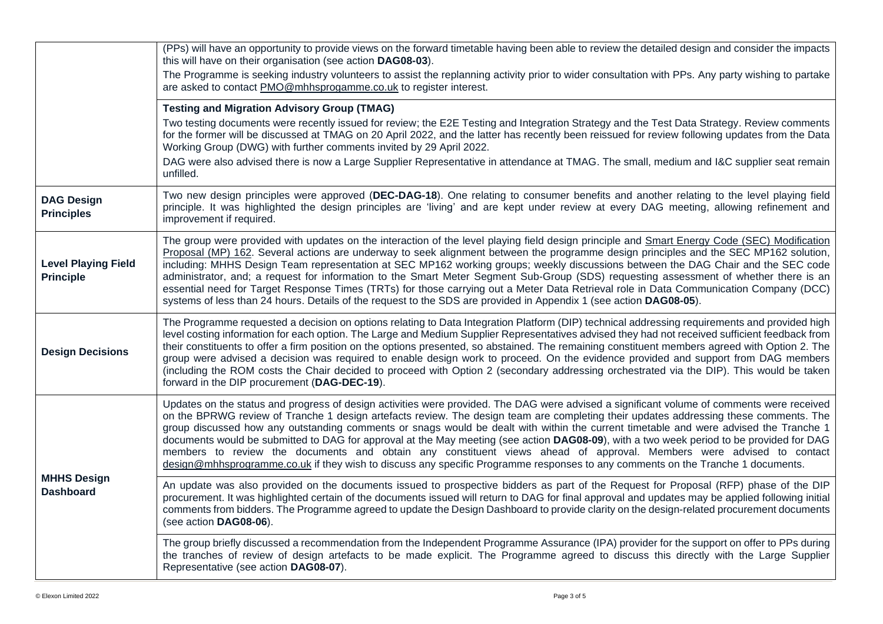| | |
|---|---|
| | (PPs) will have an opportunity to provide views on the forward timetable having been able to review the detailed design and consider the impacts this will have on their organisation (see action **DAG08-03**).<br>The Programme is seeking industry volunteers to assist the replanning activity prior to wider consultation with PPs. Any party wishing to partake are asked to contact PMO@mhhsprogamme.co.uk to register interest. |
| | **Testing and Migration Advisory Group (TMAG)**<br>Two testing documents were recently issued for review; the E2E Testing and Integration Strategy and the Test Data Strategy. Review comments for the former will be discussed at TMAG on 20 April 2022, and the latter has recently been reissued for review following updates from the Data Working Group (DWG) with further comments invited by 29 April 2022.<br>DAG were also advised there is now a Large Supplier Representative in attendance at TMAG. The small, medium and I&C supplier seat remain unfilled. |
| **DAG Design Principles** | Two new design principles were approved (**DEC-DAG-18**). One relating to consumer benefits and another relating to the level playing field principle. It was highlighted the design principles are 'living' and are kept under review at every DAG meeting, allowing refinement and improvement if required. |
| **Level Playing Field Principle** | The group were provided with updates on the interaction of the level playing field design principle and Smart Energy Code (SEC) Modification Proposal (MP) 162. Several actions are underway to seek alignment between the programme design principles and the SEC MP162 solution, including: MHHS Design Team representation at SEC MP162 working groups; weekly discussions between the DAG Chair and the SEC code administrator, and; a request for information to the Smart Meter Segment Sub-Group (SDS) requesting assessment of whether there is an essential need for Target Response Times (TRTs) for those carrying out a Meter Data Retrieval role in Data Communication Company (DCC) systems of less than 24 hours. Details of the request to the SDS are provided in Appendix 1 (see action **DAG08-05**). |
| **Design Decisions** | The Programme requested a decision on options relating to Data Integration Platform (DIP) technical addressing requirements and provided high level costing information for each option. The Large and Medium Supplier Representatives advised they had not received sufficient feedback from their constituents to offer a firm position on the options presented, so abstained. The remaining constituent members agreed with Option 2. The group were advised a decision was required to enable design work to proceed. On the evidence provided and support from DAG members (including the ROM costs the Chair decided to proceed with Option 2 (secondary addressing orchestrated via the DIP). This would be taken forward in the DIP procurement (**DAG-DEC-19**). |
| **MHHS Design Dashboard** | Updates on the status and progress of design activities were provided. The DAG were advised a significant volume of comments were received on the BPRWG review of Tranche 1 design artefacts review. The design team are completing their updates addressing these comments. The group discussed how any outstanding comments or snags would be dealt with within the current timetable and were advised the Tranche 1 documents would be submitted to DAG for approval at the May meeting (see action **DAG08-09**), with a two week period to be provided for DAG members to review the documents and obtain any constituent views ahead of approval. Members were advised to contact design@mhhsprogramme.co.uk if they wish to discuss any specific Programme responses to any comments on the Tranche 1 documents. |
| | An update was also provided on the documents issued to prospective bidders as part of the Request for Proposal (RFP) phase of the DIP procurement. It was highlighted certain of the documents issued will return to DAG for final approval and updates may be applied following initial comments from bidders. The Programme agreed to update the Design Dashboard to provide clarity on the design-related procurement documents (see action **DAG08-06**). |
| | The group briefly discussed a recommendation from the Independent Programme Assurance (IPA) provider for the support on offer to PPs during the tranches of review of design artefacts to be made explicit. The Programme agreed to discuss this directly with the Large Supplier Representative (see action **DAG08-07**). |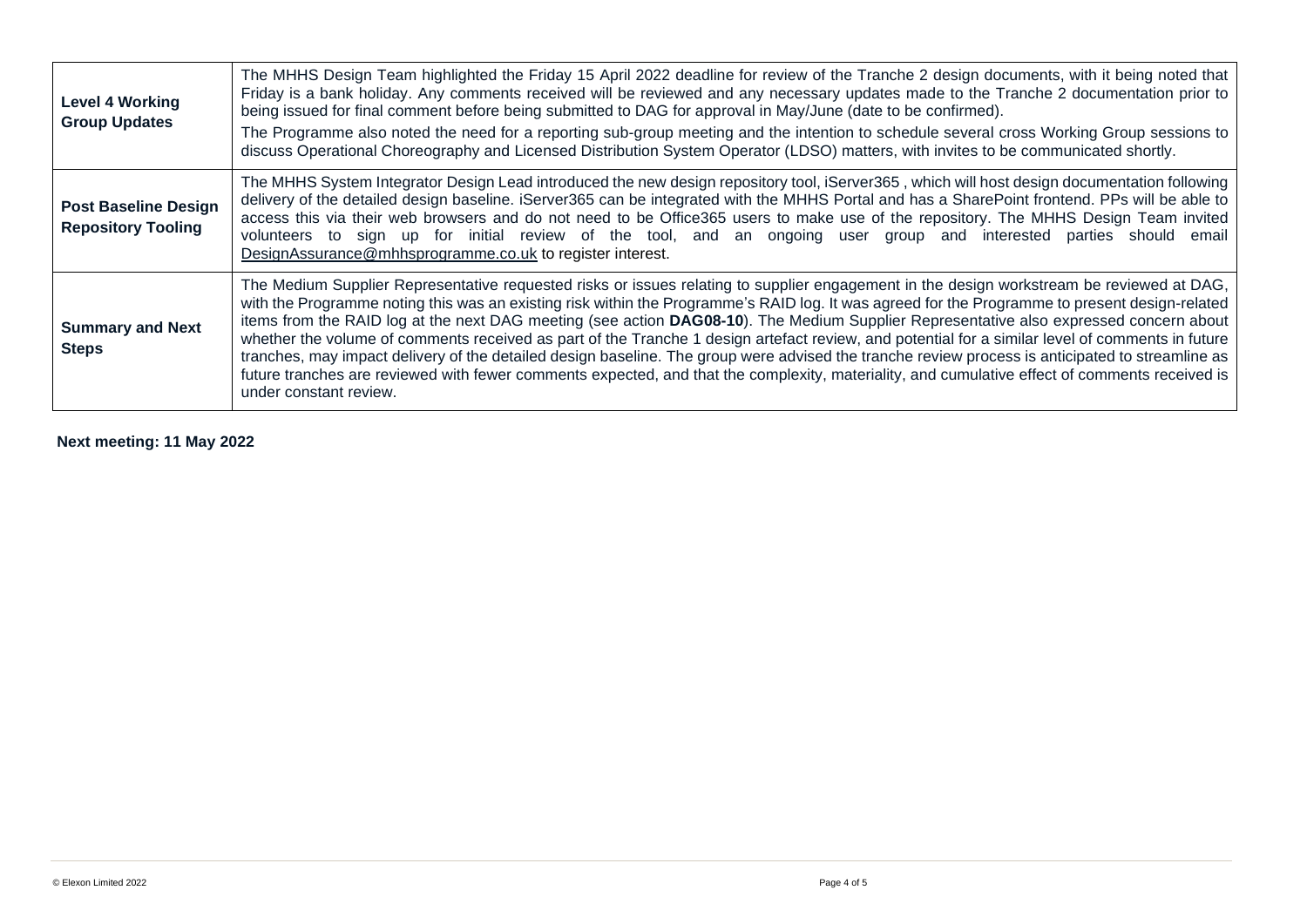| | |
|---|---|
| **Level 4 Working Group Updates** | The MHHS Design Team highlighted the Friday 15 April 2022 deadline for review of the Tranche 2 design documents, with it being noted that Friday is a bank holiday. Any comments received will be reviewed and any necessary updates made to the Tranche 2 documentation prior to being issued for final comment before being submitted to DAG for approval in May/June (date to be confirmed).<br>The Programme also noted the need for a reporting sub-group meeting and the intention to schedule several cross Working Group sessions to discuss Operational Choreography and Licensed Distribution System Operator (LDSO) matters, with invites to be communicated shortly. |
| **Post Baseline Design Repository Tooling** | The MHHS System Integrator Design Lead introduced the new design repository tool, iServer365 , which will host design documentation following delivery of the detailed design baseline. iServer365 can be integrated with the MHHS Portal and has a SharePoint frontend. PPs will be able to access this via their web browsers and do not need to be Office365 users to make use of the repository. The MHHS Design Team invited volunteers to sign up for initial review of the tool, and an ongoing user group and interested parties should email DesignAssurance@mhhsprogramme.co.uk to register interest. |
| **Summary and Next Steps** | The Medium Supplier Representative requested risks or issues relating to supplier engagement in the design workstream be reviewed at DAG, with the Programme noting this was an existing risk within the Programme's RAID log. It was agreed for the Programme to present design-related items from the RAID log at the next DAG meeting (see action **DAG08-10**). The Medium Supplier Representative also expressed concern about whether the volume of comments received as part of the Tranche 1 design artefact review, and potential for a similar level of comments in future tranches, may impact delivery of the detailed design baseline. The group were advised the tranche review process is anticipated to streamline as future tranches are reviewed with fewer comments expected, and that the complexity, materiality, and cumulative effect of comments received is under constant review. |

**Next meeting: 11 May 2022**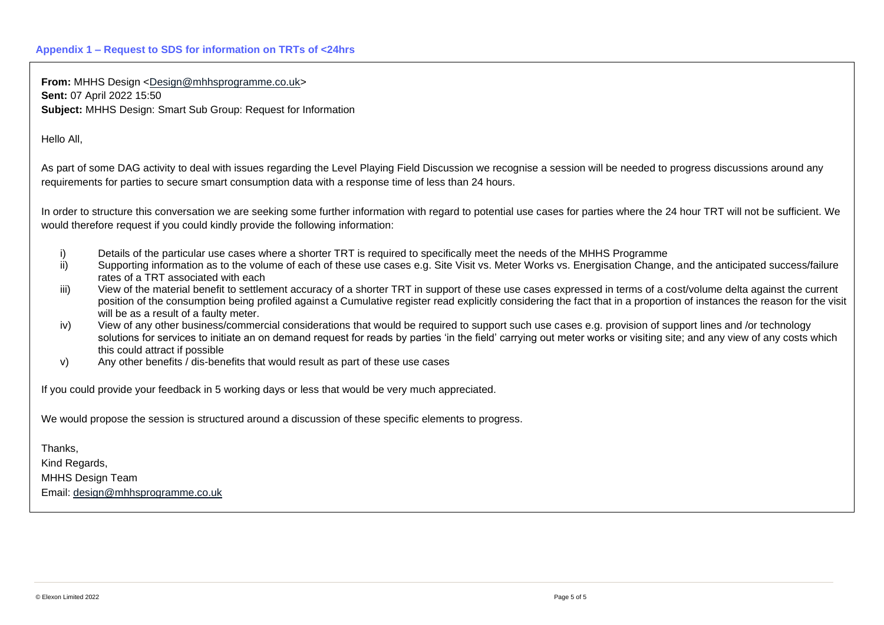### Appendix 1 – Request to SDS for information on TRTs of <24hrs

**From:** MHHS Design <Design@mhhsprogramme.co.uk>
**Sent:** 07 April 2022 15:50
**Subject:** MHHS Design: Smart Sub Group: Request for Information

Hello All,

As part of some DAG activity to deal with issues regarding the Level Playing Field Discussion we recognise a session will be needed to progress discussions around any requirements for parties to secure smart consumption data with a response time of less than 24 hours.

In order to structure this conversation we are seeking some further information with regard to potential use cases for parties where the 24 hour TRT will not be sufficient. We would therefore request if you could kindly provide the following information:

i) Details of the particular use cases where a shorter TRT is required to specifically meet the needs of the MHHS Programme
ii) Supporting information as to the volume of each of these use cases e.g. Site Visit vs. Meter Works vs. Energisation Change, and the anticipated success/failure rates of a TRT associated with each
iii) View of the material benefit to settlement accuracy of a shorter TRT in support of these use cases expressed in terms of a cost/volume delta against the current position of the consumption being profiled against a Cumulative register read explicitly considering the fact that in a proportion of instances the reason for the visit will be as a result of a faulty meter.
iv) View of any other business/commercial considerations that would be required to support such use cases e.g. provision of support lines and /or technology solutions for services to initiate an on demand request for reads by parties 'in the field' carrying out meter works or visiting site; and any view of any costs which this could attract if possible
v) Any other benefits / dis-benefits that would result as part of these use cases

If you could provide your feedback in 5 working days or less that would be very much appreciated.

We would propose the session is structured around a discussion of these specific elements to progress.

Thanks,
Kind Regards,
MHHS Design Team
Email: design@mhhsprogramme.co.uk